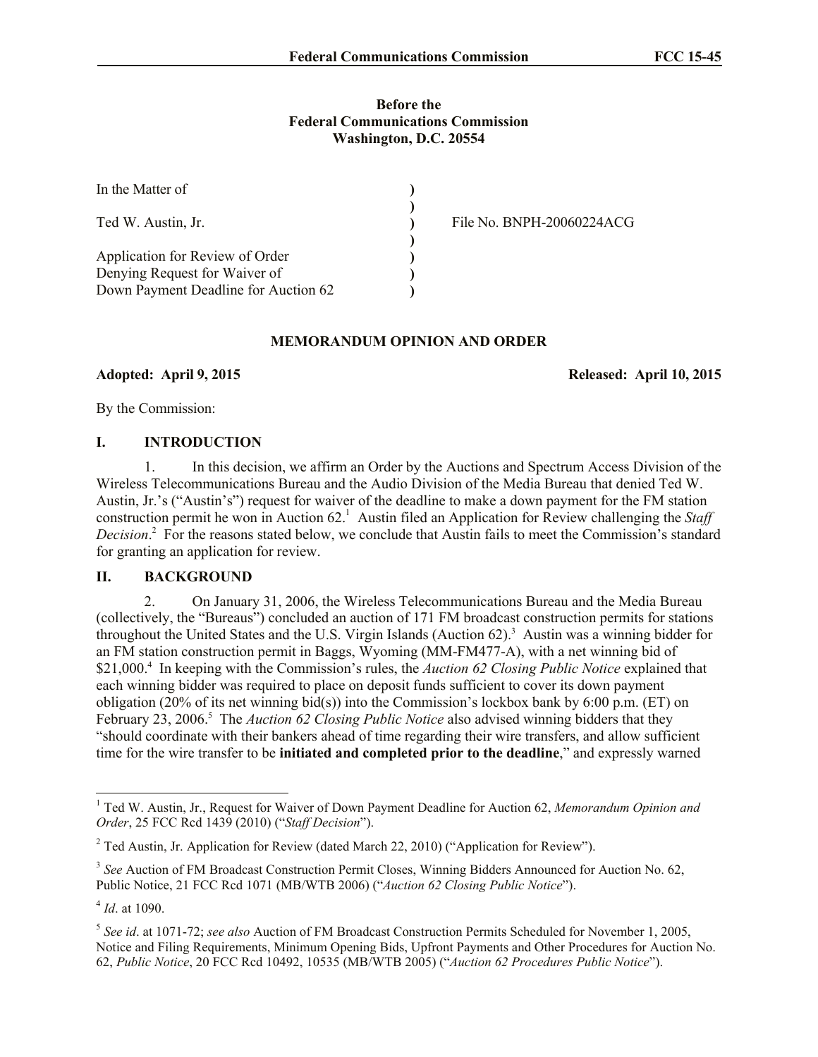**Before the**
**Federal Communications Commission**
**Washington, D.C. 20554**

| | | |
|---|---|---|
| In the Matter of | ) | |
| | ) | |
| Ted W. Austin, Jr. | ) | File No. BNPH-20060224ACG |
| | ) | |
| Application for Review of Order | ) | |
| Denying Request for Waiver of | ) | |
| Down Payment Deadline for Auction 62 | ) | |

## MEMORANDUM OPINION AND ORDER

**Adopted: April 9, 2015** **Released: April 10, 2015**

By the Commission:

## I. INTRODUCTION

1. In this decision, we affirm an Order by the Auctions and Spectrum Access Division of the Wireless Telecommunications Bureau and the Audio Division of the Media Bureau that denied Ted W. Austin, Jr.'s ("Austin's") request for waiver of the deadline to make a down payment for the FM station construction permit he won in Auction 62.[1] Austin filed an Application for Review challenging the *Staff Decision*.[2] For the reasons stated below, we conclude that Austin fails to meet the Commission's standard for granting an application for review.

## II. BACKGROUND

2. On January 31, 2006, the Wireless Telecommunications Bureau and the Media Bureau (collectively, the "Bureaus") concluded an auction of 171 FM broadcast construction permits for stations throughout the United States and the U.S. Virgin Islands (Auction 62).[3] Austin was a winning bidder for an FM station construction permit in Baggs, Wyoming (MM-FM477-A), with a net winning bid of \$21,000.[4] In keeping with the Commission's rules, the *Auction 62 Closing Public Notice* explained that each winning bidder was required to place on deposit funds sufficient to cover its down payment obligation (20% of its net winning bid(s)) into the Commission's lockbox bank by 6:00 p.m. (ET) on February 23, 2006.[5] The *Auction 62 Closing Public Notice* also advised winning bidders that they "should coordinate with their bankers ahead of time regarding their wire transfers, and allow sufficient time for the wire transfer to be **initiated and completed prior to the deadline**," and expressly warned

---

[1] Ted W. Austin, Jr., Request for Waiver of Down Payment Deadline for Auction 62, *Memorandum Opinion and Order*, 25 FCC Rcd 1439 (2010) ("*Staff Decision*").

[2] Ted Austin, Jr. Application for Review (dated March 22, 2010) ("Application for Review").

[3] *See* Auction of FM Broadcast Construction Permit Closes, Winning Bidders Announced for Auction No. 62, Public Notice, 21 FCC Rcd 1071 (MB/WTB 2006) ("*Auction 62 Closing Public Notice*").

[4] *Id*. at 1090.

[5] *See id*. at 1071-72; *see also* Auction of FM Broadcast Construction Permits Scheduled for November 1, 2005, Notice and Filing Requirements, Minimum Opening Bids, Upfront Payments and Other Procedures for Auction No. 62, *Public Notice*, 20 FCC Rcd 10492, 10535 (MB/WTB 2005) ("*Auction 62 Procedures Public Notice*").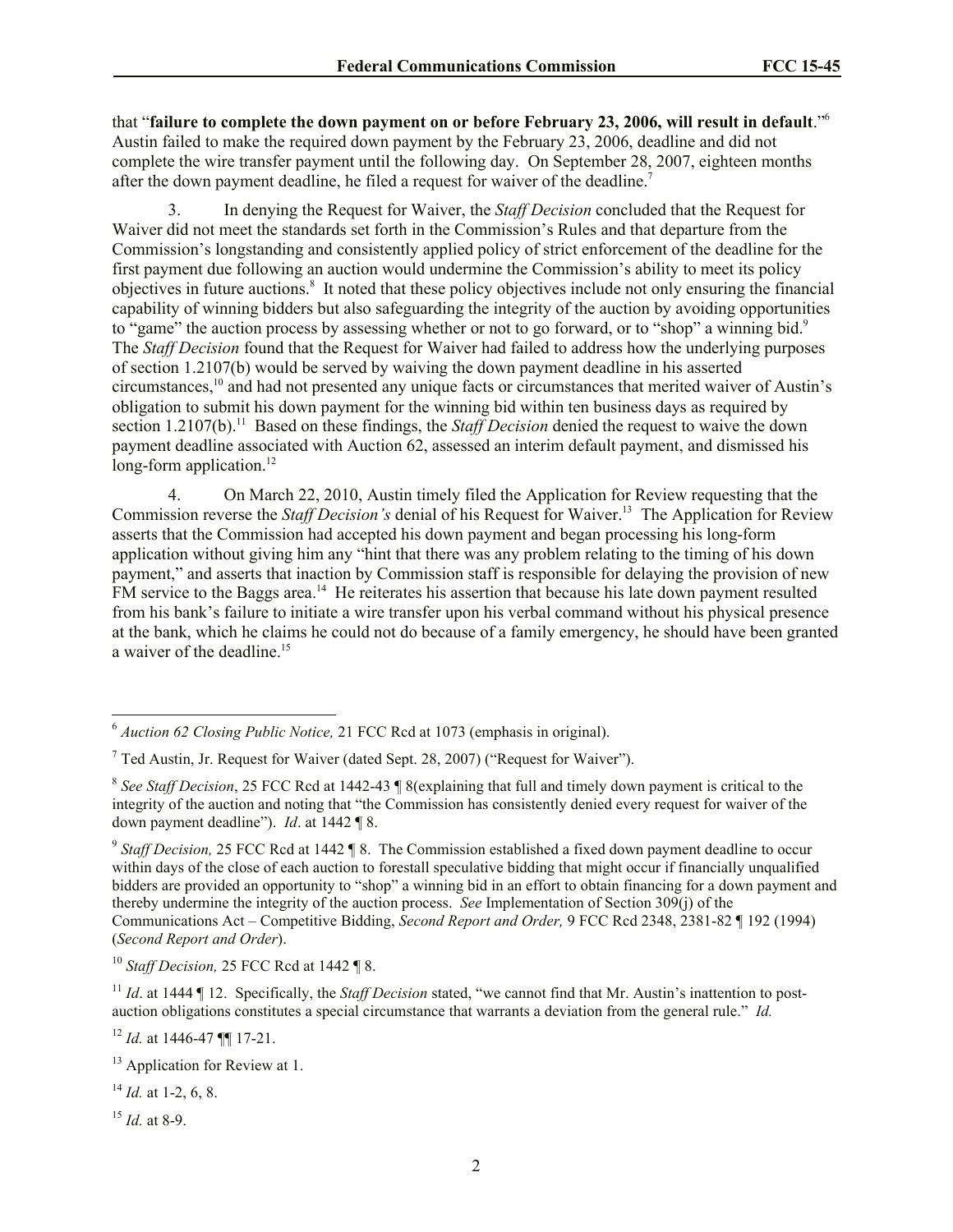that "**failure to complete the down payment on or before February 23, 2006, will result in default**."[6] Austin failed to make the required down payment by the February 23, 2006, deadline and did not complete the wire transfer payment until the following day. On September 28, 2007, eighteen months after the down payment deadline, he filed a request for waiver of the deadline.[7]

3. In denying the Request for Waiver, the *Staff Decision* concluded that the Request for Waiver did not meet the standards set forth in the Commission's Rules and that departure from the Commission's longstanding and consistently applied policy of strict enforcement of the deadline for the first payment due following an auction would undermine the Commission's ability to meet its policy objectives in future auctions.[8] It noted that these policy objectives include not only ensuring the financial capability of winning bidders but also safeguarding the integrity of the auction by avoiding opportunities to "game" the auction process by assessing whether or not to go forward, or to "shop" a winning bid.[9] The *Staff Decision* found that the Request for Waiver had failed to address how the underlying purposes of section 1.2107(b) would be served by waiving the down payment deadline in his asserted circumstances,[10] and had not presented any unique facts or circumstances that merited waiver of Austin's obligation to submit his down payment for the winning bid within ten business days as required by section 1.2107(b).[11] Based on these findings, the *Staff Decision* denied the request to waive the down payment deadline associated with Auction 62, assessed an interim default payment, and dismissed his long-form application.[12]

4. On March 22, 2010, Austin timely filed the Application for Review requesting that the Commission reverse the *Staff Decision's* denial of his Request for Waiver.[13] The Application for Review asserts that the Commission had accepted his down payment and began processing his long-form application without giving him any "hint that there was any problem relating to the timing of his down payment," and asserts that inaction by Commission staff is responsible for delaying the provision of new FM service to the Baggs area.[14] He reiterates his assertion that because his late down payment resulted from his bank's failure to initiate a wire transfer upon his verbal command without his physical presence at the bank, which he claims he could not do because of a family emergency, he should have been granted a waiver of the deadline.[15]

---

[6] *Auction 62 Closing Public Notice,* 21 FCC Rcd at 1073 (emphasis in original).

[7] Ted Austin, Jr. Request for Waiver (dated Sept. 28, 2007) ("Request for Waiver").

[8] *See Staff Decision*, 25 FCC Rcd at 1442-43 ¶ 8(explaining that full and timely down payment is critical to the integrity of the auction and noting that "the Commission has consistently denied every request for waiver of the down payment deadline"). *Id*. at 1442 ¶ 8.

[9] *Staff Decision,* 25 FCC Rcd at 1442 ¶ 8. The Commission established a fixed down payment deadline to occur within days of the close of each auction to forestall speculative bidding that might occur if financially unqualified bidders are provided an opportunity to "shop" a winning bid in an effort to obtain financing for a down payment and thereby undermine the integrity of the auction process. *See* Implementation of Section 309(j) of the Communications Act – Competitive Bidding, *Second Report and Order,* 9 FCC Rcd 2348, 2381-82 ¶ 192 (1994) (*Second Report and Order*).

[10] *Staff Decision,* 25 FCC Rcd at 1442 ¶ 8.

[11] *Id*. at 1444 ¶ 12. Specifically, the *Staff Decision* stated, "we cannot find that Mr. Austin's inattention to post-auction obligations constitutes a special circumstance that warrants a deviation from the general rule." *Id.*

[12] *Id.* at 1446-47 ¶¶ 17-21.

[13] Application for Review at 1.

[14] *Id.* at 1-2, 6, 8.

[15] *Id.* at 8-9.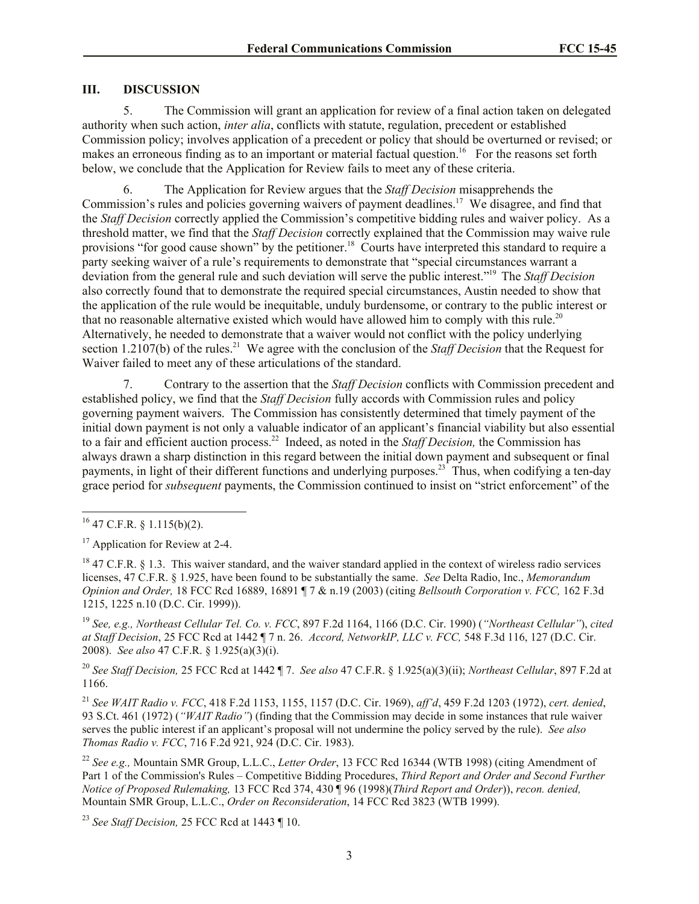## III. DISCUSSION

5. The Commission will grant an application for review of a final action taken on delegated authority when such action, *inter alia*, conflicts with statute, regulation, precedent or established Commission policy; involves application of a precedent or policy that should be overturned or revised; or makes an erroneous finding as to an important or material factual question.[16] For the reasons set forth below, we conclude that the Application for Review fails to meet any of these criteria.

6. The Application for Review argues that the *Staff Decision* misapprehends the Commission's rules and policies governing waivers of payment deadlines.[17] We disagree, and find that the *Staff Decision* correctly applied the Commission's competitive bidding rules and waiver policy. As a threshold matter, we find that the *Staff Decision* correctly explained that the Commission may waive rule provisions "for good cause shown" by the petitioner.[18] Courts have interpreted this standard to require a party seeking waiver of a rule's requirements to demonstrate that "special circumstances warrant a deviation from the general rule and such deviation will serve the public interest."[19] The *Staff Decision* also correctly found that to demonstrate the required special circumstances, Austin needed to show that the application of the rule would be inequitable, unduly burdensome, or contrary to the public interest or that no reasonable alternative existed which would have allowed him to comply with this rule.[20] Alternatively, he needed to demonstrate that a waiver would not conflict with the policy underlying section 1.2107(b) of the rules.[21] We agree with the conclusion of the *Staff Decision* that the Request for Waiver failed to meet any of these articulations of the standard.

7. Contrary to the assertion that the *Staff Decision* conflicts with Commission precedent and established policy, we find that the *Staff Decision* fully accords with Commission rules and policy governing payment waivers. The Commission has consistently determined that timely payment of the initial down payment is not only a valuable indicator of an applicant's financial viability but also essential to a fair and efficient auction process.[22] Indeed, as noted in the *Staff Decision,* the Commission has always drawn a sharp distinction in this regard between the initial down payment and subsequent or final payments, in light of their different functions and underlying purposes.[23] Thus, when codifying a ten-day grace period for *subsequent* payments, the Commission continued to insist on "strict enforcement" of the

---

[16] 47 C.F.R. § 1.115(b)(2).

[17] Application for Review at 2-4.

[18] 47 C.F.R. § 1.3. This waiver standard, and the waiver standard applied in the context of wireless radio services licenses, 47 C.F.R. § 1.925, have been found to be substantially the same. *See* Delta Radio, Inc., *Memorandum Opinion and Order,* 18 FCC Rcd 16889, 16891 ¶ 7 & n.19 (2003) (citing *Bellsouth Corporation v. FCC,* 162 F.3d 1215, 1225 n.10 (D.C. Cir. 1999)).

[19] *See, e.g., Northeast Cellular Tel. Co. v. FCC*, 897 F.2d 1164, 1166 (D.C. Cir. 1990) (*"Northeast Cellular"*), *cited at Staff Decision*, 25 FCC Rcd at 1442 ¶ 7 n. 26. *Accord, NetworkIP, LLC v. FCC,* 548 F.3d 116, 127 (D.C. Cir. 2008). *See also* 47 C.F.R. § 1.925(a)(3)(i).

[20] *See Staff Decision,* 25 FCC Rcd at 1442 ¶ 7. *See also* 47 C.F.R. § 1.925(a)(3)(ii); *Northeast Cellular*, 897 F.2d at 1166.

[21] *See WAIT Radio v. FCC*, 418 F.2d 1153, 1155, 1157 (D.C. Cir. 1969), *aff'd*, 459 F.2d 1203 (1972), *cert. denied*, 93 S.Ct. 461 (1972) (*"WAIT Radio"*) (finding that the Commission may decide in some instances that rule waiver serves the public interest if an applicant's proposal will not undermine the policy served by the rule). *See also Thomas Radio v. FCC*, 716 F.2d 921, 924 (D.C. Cir. 1983).

[22] *See e.g.,* Mountain SMR Group, L.L.C., *Letter Order*, 13 FCC Rcd 16344 (WTB 1998) (citing Amendment of Part 1 of the Commission's Rules – Competitive Bidding Procedures, *Third Report and Order and Second Further Notice of Proposed Rulemaking,* 13 FCC Rcd 374, 430 ¶ 96 (1998)(*Third Report and Order*)), *recon. denied,* Mountain SMR Group, L.L.C., *Order on Reconsideration*, 14 FCC Rcd 3823 (WTB 1999).

[23] *See Staff Decision,* 25 FCC Rcd at 1443 ¶ 10.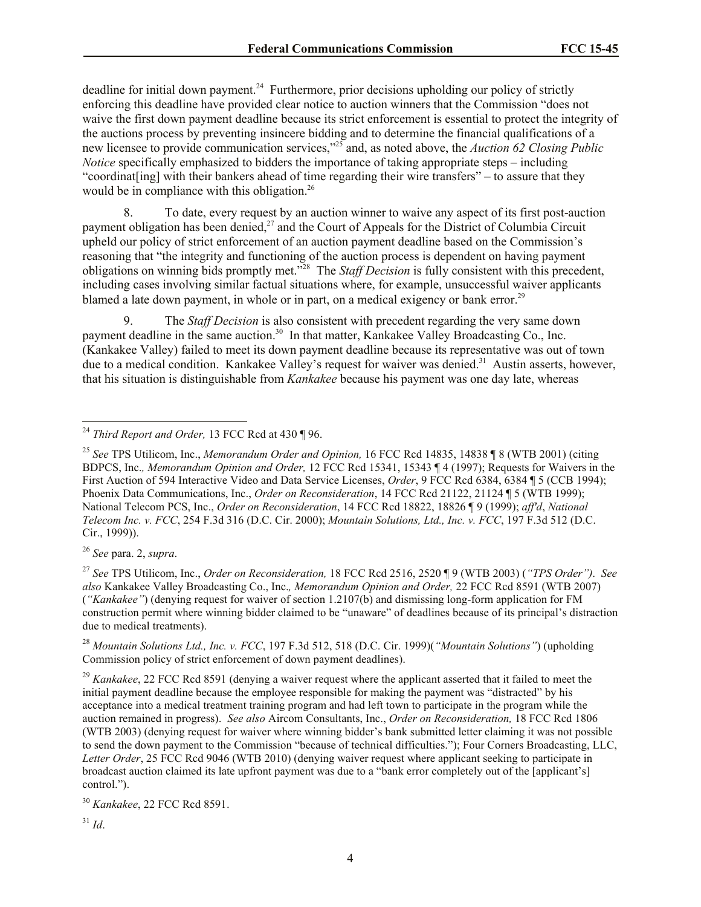deadline for initial down payment.[24] Furthermore, prior decisions upholding our policy of strictly enforcing this deadline have provided clear notice to auction winners that the Commission "does not waive the first down payment deadline because its strict enforcement is essential to protect the integrity of the auctions process by preventing insincere bidding and to determine the financial qualifications of a new licensee to provide communication services,"[25] and, as noted above, the *Auction 62 Closing Public Notice* specifically emphasized to bidders the importance of taking appropriate steps – including "coordinat[ing] with their bankers ahead of time regarding their wire transfers" – to assure that they would be in compliance with this obligation.[26]

8. To date, every request by an auction winner to waive any aspect of its first post-auction payment obligation has been denied,[27] and the Court of Appeals for the District of Columbia Circuit upheld our policy of strict enforcement of an auction payment deadline based on the Commission's reasoning that "the integrity and functioning of the auction process is dependent on having payment obligations on winning bids promptly met."[28] The *Staff Decision* is fully consistent with this precedent, including cases involving similar factual situations where, for example, unsuccessful waiver applicants blamed a late down payment, in whole or in part, on a medical exigency or bank error.[29]

9. The *Staff Decision* is also consistent with precedent regarding the very same down payment deadline in the same auction.[30] In that matter, Kankakee Valley Broadcasting Co., Inc. (Kankakee Valley) failed to meet its down payment deadline because its representative was out of town due to a medical condition. Kankakee Valley's request for waiver was denied.[31] Austin asserts, however, that his situation is distinguishable from *Kankakee* because his payment was one day late, whereas

---

[24] *Third Report and Order,* 13 FCC Rcd at 430 ¶ 96.

[25] *See* TPS Utilicom, Inc., *Memorandum Order and Opinion,* 16 FCC Rcd 14835, 14838 ¶ 8 (WTB 2001) (citing BDPCS, Inc.*, Memorandum Opinion and Order,* 12 FCC Rcd 15341, 15343 ¶ 4 (1997); Requests for Waivers in the First Auction of 594 Interactive Video and Data Service Licenses, *Order*, 9 FCC Rcd 6384, 6384 ¶ 5 (CCB 1994); Phoenix Data Communications, Inc., *Order on Reconsideration*, 14 FCC Rcd 21122, 21124 ¶ 5 (WTB 1999); National Telecom PCS, Inc., *Order on Reconsideration*, 14 FCC Rcd 18822, 18826 ¶ 9 (1999); *aff'd*, *National Telecom Inc. v. FCC*, 254 F.3d 316 (D.C. Cir. 2000); *Mountain Solutions, Ltd., Inc. v. FCC*, 197 F.3d 512 (D.C. Cir., 1999)).

[26] *See* para. 2, *supra*.

[27] *See* TPS Utilicom, Inc., *Order on Reconsideration,* 18 FCC Rcd 2516, 2520 ¶ 9 (WTB 2003) (*"TPS Order")*. *See also* Kankakee Valley Broadcasting Co., Inc.*, Memorandum Opinion and Order,* 22 FCC Rcd 8591 (WTB 2007) (*"Kankakee"*) (denying request for waiver of section 1.2107(b) and dismissing long-form application for FM construction permit where winning bidder claimed to be "unaware" of deadlines because of its principal's distraction due to medical treatments).

[28] *Mountain Solutions Ltd., Inc. v. FCC*, 197 F.3d 512, 518 (D.C. Cir. 1999)(*"Mountain Solutions"*) (upholding Commission policy of strict enforcement of down payment deadlines).

[29] *Kankakee*, 22 FCC Rcd 8591 (denying a waiver request where the applicant asserted that it failed to meet the initial payment deadline because the employee responsible for making the payment was "distracted" by his acceptance into a medical treatment training program and had left town to participate in the program while the auction remained in progress). *See also* Aircom Consultants, Inc., *Order on Reconsideration,* 18 FCC Rcd 1806 (WTB 2003) (denying request for waiver where winning bidder's bank submitted letter claiming it was not possible to send the down payment to the Commission "because of technical difficulties."); Four Corners Broadcasting, LLC, *Letter Order*, 25 FCC Rcd 9046 (WTB 2010) (denying waiver request where applicant seeking to participate in broadcast auction claimed its late upfront payment was due to a "bank error completely out of the [applicant's] control.").

[30] *Kankakee*, 22 FCC Rcd 8591.

[31] *Id*.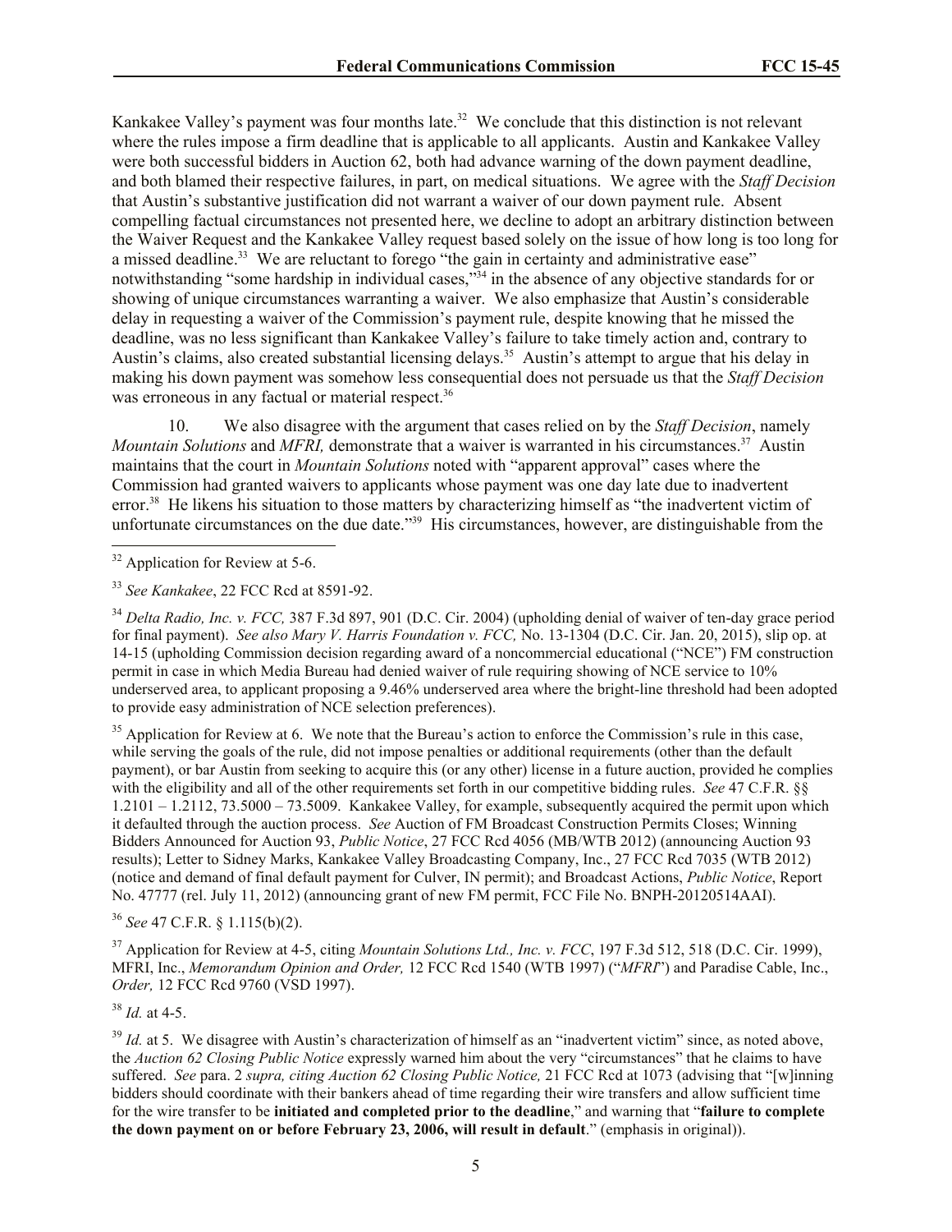Kankakee Valley's payment was four months late.[32] We conclude that this distinction is not relevant where the rules impose a firm deadline that is applicable to all applicants. Austin and Kankakee Valley were both successful bidders in Auction 62, both had advance warning of the down payment deadline, and both blamed their respective failures, in part, on medical situations. We agree with the *Staff Decision* that Austin's substantive justification did not warrant a waiver of our down payment rule. Absent compelling factual circumstances not presented here, we decline to adopt an arbitrary distinction between the Waiver Request and the Kankakee Valley request based solely on the issue of how long is too long for a missed deadline.[33] We are reluctant to forego "the gain in certainty and administrative ease" notwithstanding "some hardship in individual cases,"[34] in the absence of any objective standards for or showing of unique circumstances warranting a waiver. We also emphasize that Austin's considerable delay in requesting a waiver of the Commission's payment rule, despite knowing that he missed the deadline, was no less significant than Kankakee Valley's failure to take timely action and, contrary to Austin's claims, also created substantial licensing delays.[35] Austin's attempt to argue that his delay in making his down payment was somehow less consequential does not persuade us that the *Staff Decision* was erroneous in any factual or material respect.[36]

10. We also disagree with the argument that cases relied on by the *Staff Decision*, namely *Mountain Solutions* and *MFRI,* demonstrate that a waiver is warranted in his circumstances.[37] Austin maintains that the court in *Mountain Solutions* noted with "apparent approval" cases where the Commission had granted waivers to applicants whose payment was one day late due to inadvertent error.[38] He likens his situation to those matters by characterizing himself as "the inadvertent victim of unfortunate circumstances on the due date."[39] His circumstances, however, are distinguishable from the

---

[32] Application for Review at 5-6.

[33] *See Kankakee*, 22 FCC Rcd at 8591-92.

[34] *Delta Radio, Inc. v. FCC,* 387 F.3d 897, 901 (D.C. Cir. 2004) (upholding denial of waiver of ten-day grace period for final payment). *See also Mary V. Harris Foundation v. FCC,* No. 13-1304 (D.C. Cir. Jan. 20, 2015), slip op. at 14-15 (upholding Commission decision regarding award of a noncommercial educational ("NCE") FM construction permit in case in which Media Bureau had denied waiver of rule requiring showing of NCE service to 10% underserved area, to applicant proposing a 9.46% underserved area where the bright-line threshold had been adopted to provide easy administration of NCE selection preferences).

[35] Application for Review at 6. We note that the Bureau's action to enforce the Commission's rule in this case, while serving the goals of the rule, did not impose penalties or additional requirements (other than the default payment), or bar Austin from seeking to acquire this (or any other) license in a future auction, provided he complies with the eligibility and all of the other requirements set forth in our competitive bidding rules. *See* 47 C.F.R. §§ 1.2101 – 1.2112, 73.5000 – 73.5009. Kankakee Valley, for example, subsequently acquired the permit upon which it defaulted through the auction process. *See* Auction of FM Broadcast Construction Permits Closes; Winning Bidders Announced for Auction 93, *Public Notice*, 27 FCC Rcd 4056 (MB/WTB 2012) (announcing Auction 93 results); Letter to Sidney Marks, Kankakee Valley Broadcasting Company, Inc., 27 FCC Rcd 7035 (WTB 2012) (notice and demand of final default payment for Culver, IN permit); and Broadcast Actions, *Public Notice*, Report No. 47777 (rel. July 11, 2012) (announcing grant of new FM permit, FCC File No. BNPH-20120514AAI).

[36] *See* 47 C.F.R. § 1.115(b)(2).

[37] Application for Review at 4-5, citing *Mountain Solutions Ltd., Inc. v. FCC*, 197 F.3d 512, 518 (D.C. Cir. 1999), MFRI, Inc., *Memorandum Opinion and Order,* 12 FCC Rcd 1540 (WTB 1997) ("*MFRI*") and Paradise Cable, Inc., *Order,* 12 FCC Rcd 9760 (VSD 1997).

[38] *Id.* at 4-5.

[39] *Id.* at 5. We disagree with Austin's characterization of himself as an "inadvertent victim" since, as noted above, the *Auction 62 Closing Public Notice* expressly warned him about the very "circumstances" that he claims to have suffered. *See* para. 2 *supra, citing Auction 62 Closing Public Notice,* 21 FCC Rcd at 1073 (advising that "[w]inning bidders should coordinate with their bankers ahead of time regarding their wire transfers and allow sufficient time for the wire transfer to be **initiated and completed prior to the deadline**," and warning that "**failure to complete the down payment on or before February 23, 2006, will result in default**." (emphasis in original)).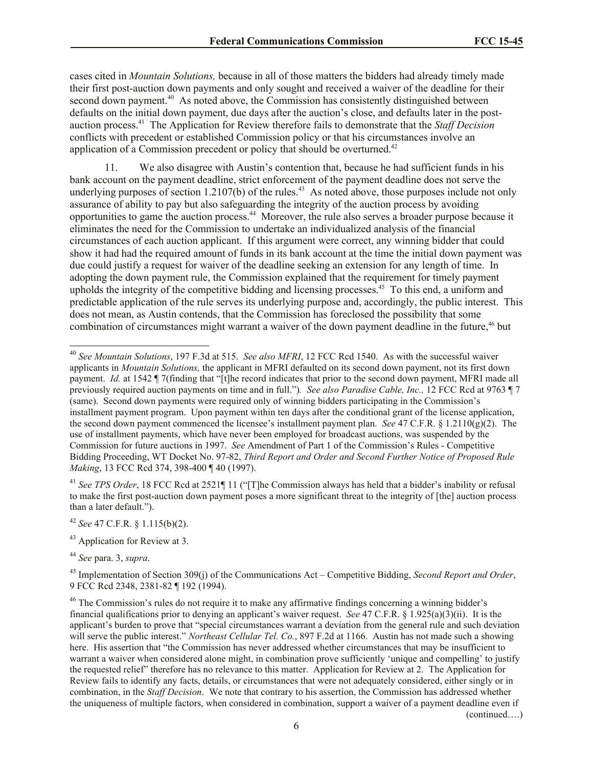cases cited in *Mountain Solutions,* because in all of those matters the bidders had already timely made their first post-auction down payments and only sought and received a waiver of the deadline for their second down payment.[40] As noted above, the Commission has consistently distinguished between defaults on the initial down payment, due days after the auction's close, and defaults later in the post-auction process.[41] The Application for Review therefore fails to demonstrate that the *Staff Decision* conflicts with precedent or established Commission policy or that his circumstances involve an application of a Commission precedent or policy that should be overturned.[42]

11. We also disagree with Austin's contention that, because he had sufficient funds in his bank account on the payment deadline, strict enforcement of the payment deadline does not serve the underlying purposes of section 1.2107(b) of the rules.[43] As noted above, those purposes include not only assurance of ability to pay but also safeguarding the integrity of the auction process by avoiding opportunities to game the auction process.[44] Moreover, the rule also serves a broader purpose because it eliminates the need for the Commission to undertake an individualized analysis of the financial circumstances of each auction applicant. If this argument were correct, any winning bidder that could show it had had the required amount of funds in its bank account at the time the initial down payment was due could justify a request for waiver of the deadline seeking an extension for any length of time. In adopting the down payment rule, the Commission explained that the requirement for timely payment upholds the integrity of the competitive bidding and licensing processes.[45] To this end, a uniform and predictable application of the rule serves its underlying purpose and, accordingly, the public interest. This does not mean, as Austin contends, that the Commission has foreclosed the possibility that some combination of circumstances might warrant a waiver of the down payment deadline in the future,[46] but

---

[40] *See Mountain Solutions*, 197 F.3d at 515. *See also MFRI*, 12 FCC Rcd 1540. As with the successful waiver applicants in *Mountain Solutions,* the applicant in MFRI defaulted on its second down payment, not its first down payment. *Id.* at 1542 ¶ 7(finding that "[t]he record indicates that prior to the second down payment, MFRI made all previously required auction payments on time and in full."). *See also Paradise Cable, Inc.,* 12 FCC Rcd at 9763 ¶ 7 (same). Second down payments were required only of winning bidders participating in the Commission's installment payment program. Upon payment within ten days after the conditional grant of the license application, the second down payment commenced the licensee's installment payment plan. *See* 47 C.F.R. § 1.2110(g)(2). The use of installment payments, which have never been employed for broadcast auctions, was suspended by the Commission for future auctions in 1997. *See* Amendment of Part 1 of the Commission's Rules - Competitive Bidding Proceeding, WT Docket No. 97-82, *Third Report and Order and Second Further Notice of Proposed Rule Making*, 13 FCC Rcd 374, 398-400 ¶ 40 (1997).

[41] *See TPS Order*, 18 FCC Rcd at 2521¶ 11 ("[T]he Commission always has held that a bidder's inability or refusal to make the first post-auction down payment poses a more significant threat to the integrity of [the] auction process than a later default.").

[42] *See* 47 C.F.R. § 1.115(b)(2).

[43] Application for Review at 3.

[44] *See* para. 3, *supra*.

[45] Implementation of Section 309(j) of the Communications Act – Competitive Bidding, *Second Report and Order*, 9 FCC Rcd 2348, 2381-82 ¶ 192 (1994).

[46] The Commission's rules do not require it to make any affirmative findings concerning a winning bidder's financial qualifications prior to denying an applicant's waiver request. *See* 47 C.F.R. § 1.925(a)(3)(ii). It is the applicant's burden to prove that "special circumstances warrant a deviation from the general rule and such deviation will serve the public interest." *Northeast Cellular Tel. Co.*, 897 F.2d at 1166. Austin has not made such a showing here. His assertion that "the Commission has never addressed whether circumstances that may be insufficient to warrant a waiver when considered alone might, in combination prove sufficiently 'unique and compelling' to justify the requested relief" therefore has no relevance to this matter. Application for Review at 2. The Application for Review fails to identify any facts, details, or circumstances that were not adequately considered, either singly or in combination, in the *Staff Decision*. We note that contrary to his assertion, the Commission has addressed whether the uniqueness of multiple factors, when considered in combination, support a waiver of a payment deadline even if (continued….)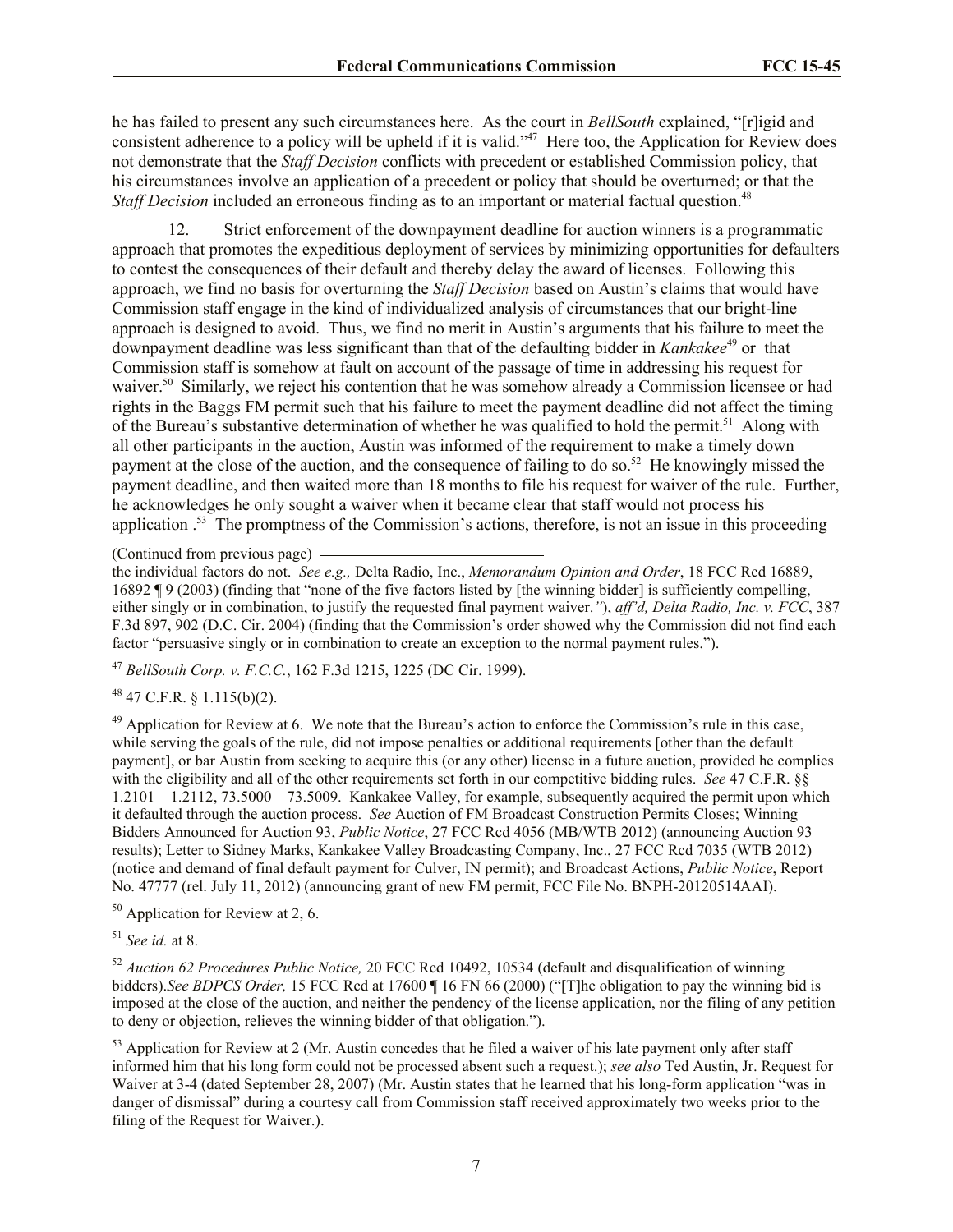he has failed to present any such circumstances here. As the court in *BellSouth* explained, "[r]igid and consistent adherence to a policy will be upheld if it is valid."[47] Here too, the Application for Review does not demonstrate that the *Staff Decision* conflicts with precedent or established Commission policy, that his circumstances involve an application of a precedent or policy that should be overturned; or that the *Staff Decision* included an erroneous finding as to an important or material factual question.[48]

12. Strict enforcement of the downpayment deadline for auction winners is a programmatic approach that promotes the expeditious deployment of services by minimizing opportunities for defaulters to contest the consequences of their default and thereby delay the award of licenses. Following this approach, we find no basis for overturning the *Staff Decision* based on Austin's claims that would have Commission staff engage in the kind of individualized analysis of circumstances that our bright-line approach is designed to avoid. Thus, we find no merit in Austin's arguments that his failure to meet the downpayment deadline was less significant than that of the defaulting bidder in *Kankakee*[49] or that Commission staff is somehow at fault on account of the passage of time in addressing his request for waiver.[50] Similarly, we reject his contention that he was somehow already a Commission licensee or had rights in the Baggs FM permit such that his failure to meet the payment deadline did not affect the timing of the Bureau's substantive determination of whether he was qualified to hold the permit.[51] Along with all other participants in the auction, Austin was informed of the requirement to make a timely down payment at the close of the auction, and the consequence of failing to do so.[52] He knowingly missed the payment deadline, and then waited more than 18 months to file his request for waiver of the rule. Further, he acknowledges he only sought a waiver when it became clear that staff would not process his application .[53] The promptness of the Commission's actions, therefore, is not an issue in this proceeding

(Continued from previous page)

the individual factors do not. *See e.g.,* Delta Radio, Inc., *Memorandum Opinion and Order*, 18 FCC Rcd 16889, 16892 ¶ 9 (2003) (finding that "none of the five factors listed by [the winning bidder] is sufficiently compelling, either singly or in combination, to justify the requested final payment waiver."), *aff'd, Delta Radio, Inc. v. FCC*, 387 F.3d 897, 902 (D.C. Cir. 2004) (finding that the Commission's order showed why the Commission did not find each factor "persuasive singly or in combination to create an exception to the normal payment rules.").

[47] *BellSouth Corp. v. F.C.C.*, 162 F.3d 1215, 1225 (DC Cir. 1999).

[48] 47 C.F.R. § 1.115(b)(2).

[49] Application for Review at 6. We note that the Bureau's action to enforce the Commission's rule in this case, while serving the goals of the rule, did not impose penalties or additional requirements [other than the default payment], or bar Austin from seeking to acquire this (or any other) license in a future auction, provided he complies with the eligibility and all of the other requirements set forth in our competitive bidding rules. *See* 47 C.F.R. §§ 1.2101 – 1.2112, 73.5000 – 73.5009. Kankakee Valley, for example, subsequently acquired the permit upon which it defaulted through the auction process. *See* Auction of FM Broadcast Construction Permits Closes; Winning Bidders Announced for Auction 93, *Public Notice*, 27 FCC Rcd 4056 (MB/WTB 2012) (announcing Auction 93 results); Letter to Sidney Marks, Kankakee Valley Broadcasting Company, Inc., 27 FCC Rcd 7035 (WTB 2012) (notice and demand of final default payment for Culver, IN permit); and Broadcast Actions, *Public Notice*, Report No. 47777 (rel. July 11, 2012) (announcing grant of new FM permit, FCC File No. BNPH-20120514AAI).

[50] Application for Review at 2, 6.

[51] *See id.* at 8.

[52] *Auction 62 Procedures Public Notice,* 20 FCC Rcd 10492, 10534 (default and disqualification of winning bidders).*See BDPCS Order,* 15 FCC Rcd at 17600 ¶ 16 FN 66 (2000) ("[T]he obligation to pay the winning bid is imposed at the close of the auction, and neither the pendency of the license application, nor the filing of any petition to deny or objection, relieves the winning bidder of that obligation.").

[53] Application for Review at 2 (Mr. Austin concedes that he filed a waiver of his late payment only after staff informed him that his long form could not be processed absent such a request.); *see also* Ted Austin, Jr. Request for Waiver at 3-4 (dated September 28, 2007) (Mr. Austin states that he learned that his long-form application "was in danger of dismissal" during a courtesy call from Commission staff received approximately two weeks prior to the filing of the Request for Waiver.).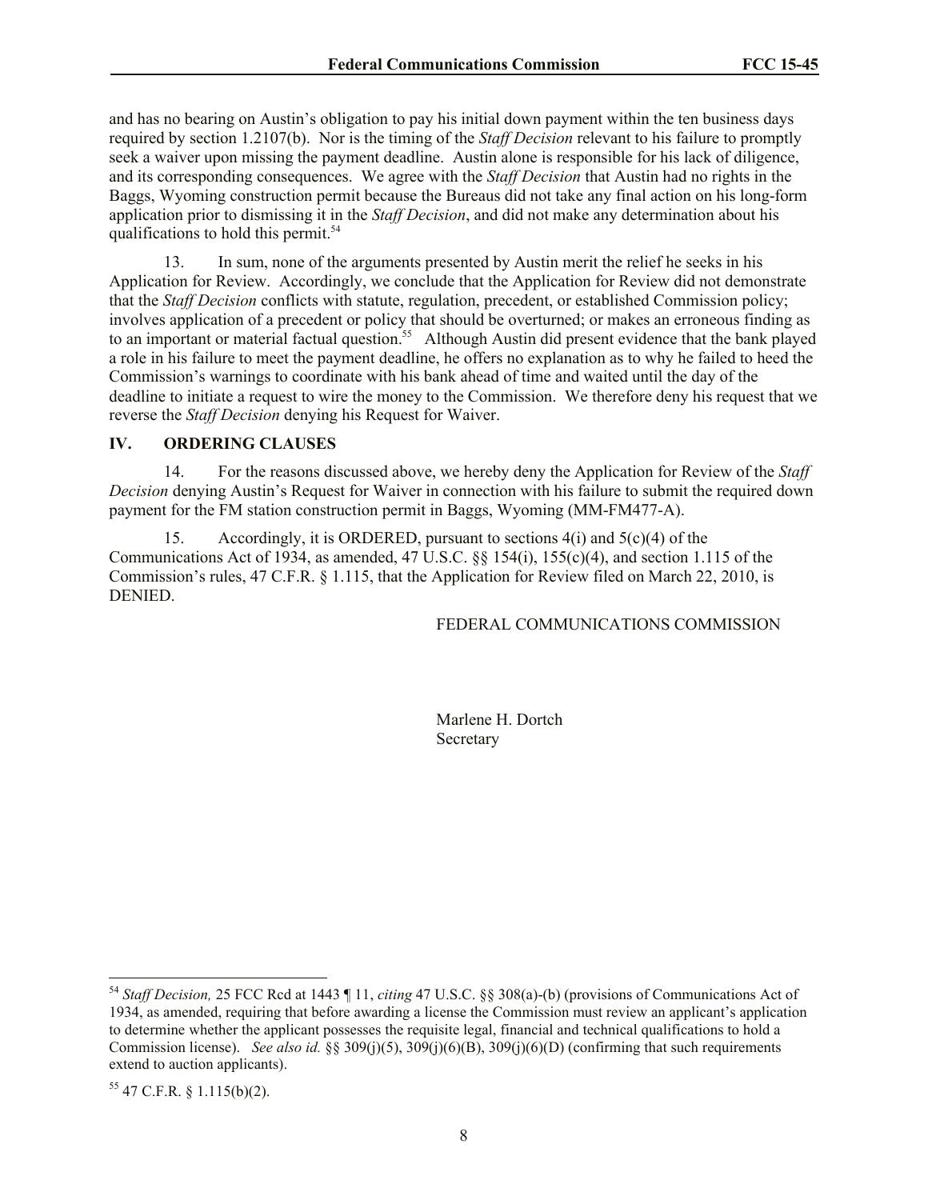and has no bearing on Austin's obligation to pay his initial down payment within the ten business days required by section 1.2107(b). Nor is the timing of the *Staff Decision* relevant to his failure to promptly seek a waiver upon missing the payment deadline. Austin alone is responsible for his lack of diligence, and its corresponding consequences. We agree with the *Staff Decision* that Austin had no rights in the Baggs, Wyoming construction permit because the Bureaus did not take any final action on his long-form application prior to dismissing it in the *Staff Decision*, and did not make any determination about his qualifications to hold this permit.[54]

13. In sum, none of the arguments presented by Austin merit the relief he seeks in his Application for Review. Accordingly, we conclude that the Application for Review did not demonstrate that the *Staff Decision* conflicts with statute, regulation, precedent, or established Commission policy; involves application of a precedent or policy that should be overturned; or makes an erroneous finding as to an important or material factual question.[55] Although Austin did present evidence that the bank played a role in his failure to meet the payment deadline, he offers no explanation as to why he failed to heed the Commission's warnings to coordinate with his bank ahead of time and waited until the day of the deadline to initiate a request to wire the money to the Commission. We therefore deny his request that we reverse the *Staff Decision* denying his Request for Waiver.

## IV. ORDERING CLAUSES

14. For the reasons discussed above, we hereby deny the Application for Review of the *Staff Decision* denying Austin's Request for Waiver in connection with his failure to submit the required down payment for the FM station construction permit in Baggs, Wyoming (MM-FM477-A).

15. Accordingly, it is ORDERED, pursuant to sections 4(i) and 5(c)(4) of the Communications Act of 1934, as amended, 47 U.S.C. §§ 154(i), 155(c)(4), and section 1.115 of the Commission's rules, 47 C.F.R. § 1.115, that the Application for Review filed on March 22, 2010, is DENIED.

FEDERAL COMMUNICATIONS COMMISSION

Marlene H. Dortch
Secretary

---

[54] *Staff Decision,* 25 FCC Rcd at 1443 ¶ 11, *citing* 47 U.S.C. §§ 308(a)-(b) (provisions of Communications Act of 1934, as amended, requiring that before awarding a license the Commission must review an applicant's application to determine whether the applicant possesses the requisite legal, financial and technical qualifications to hold a Commission license). *See also id.* §§ 309(j)(5), 309(j)(6)(B), 309(j)(6)(D) (confirming that such requirements extend to auction applicants).

[55] 47 C.F.R. § 1.115(b)(2).